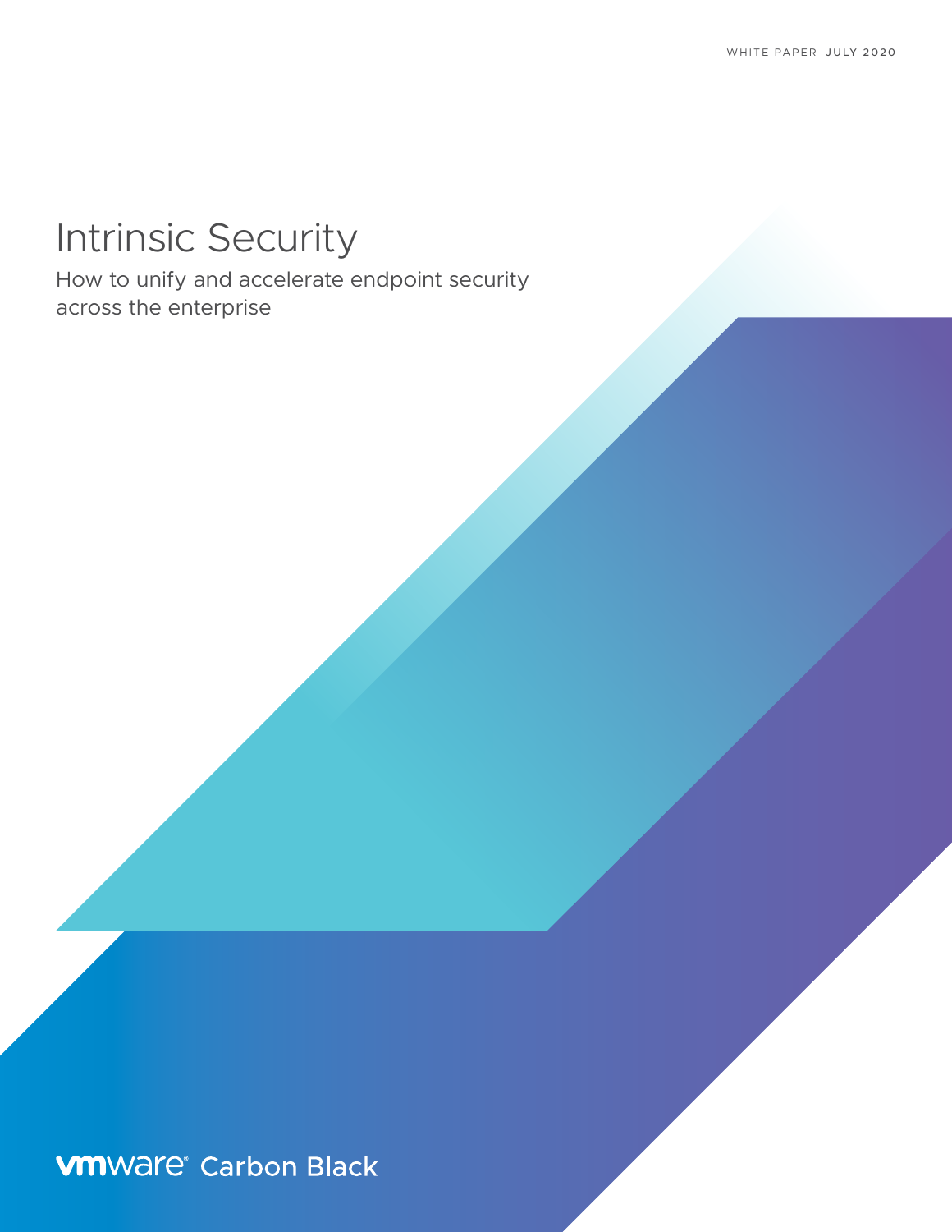WHITE PAPER–JULY 2020

# Intrinsic Security

How to unify and accelerate endpoint security across the enterprise

vmware Carbon Black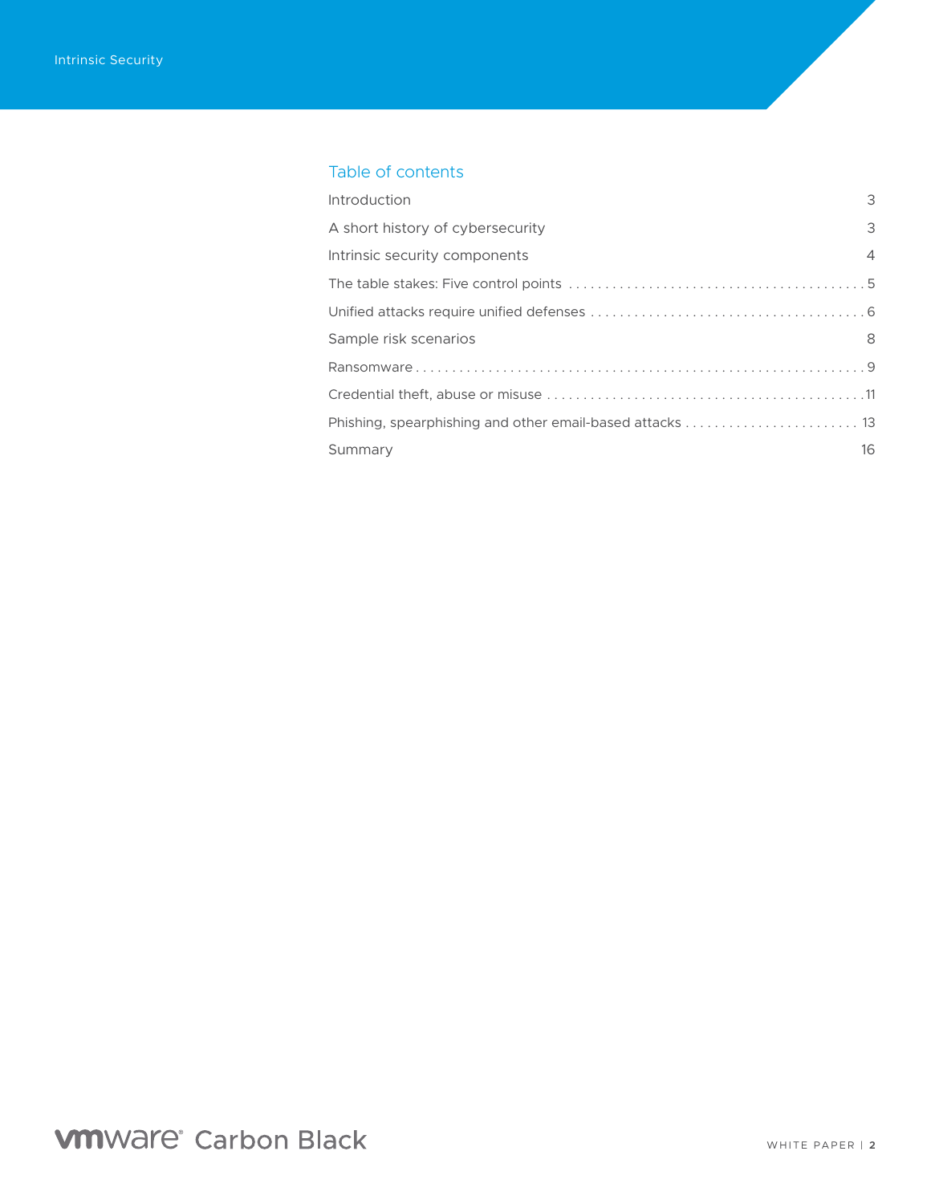## Table of contents

| | |
|---|---|
| Introduction | 3 |
| A short history of cybersecurity | 3 |
| Intrinsic security components | 4 |
| The table stakes: Five control points | 5 |
| Unified attacks require unified defenses | 6 |
| Sample risk scenarios | 8 |
| Ransomware | 9 |
| Credential theft, abuse or misuse | 11 |
| Phishing, spearphishing and other email-based attacks | 13 |
| Summary | 16 |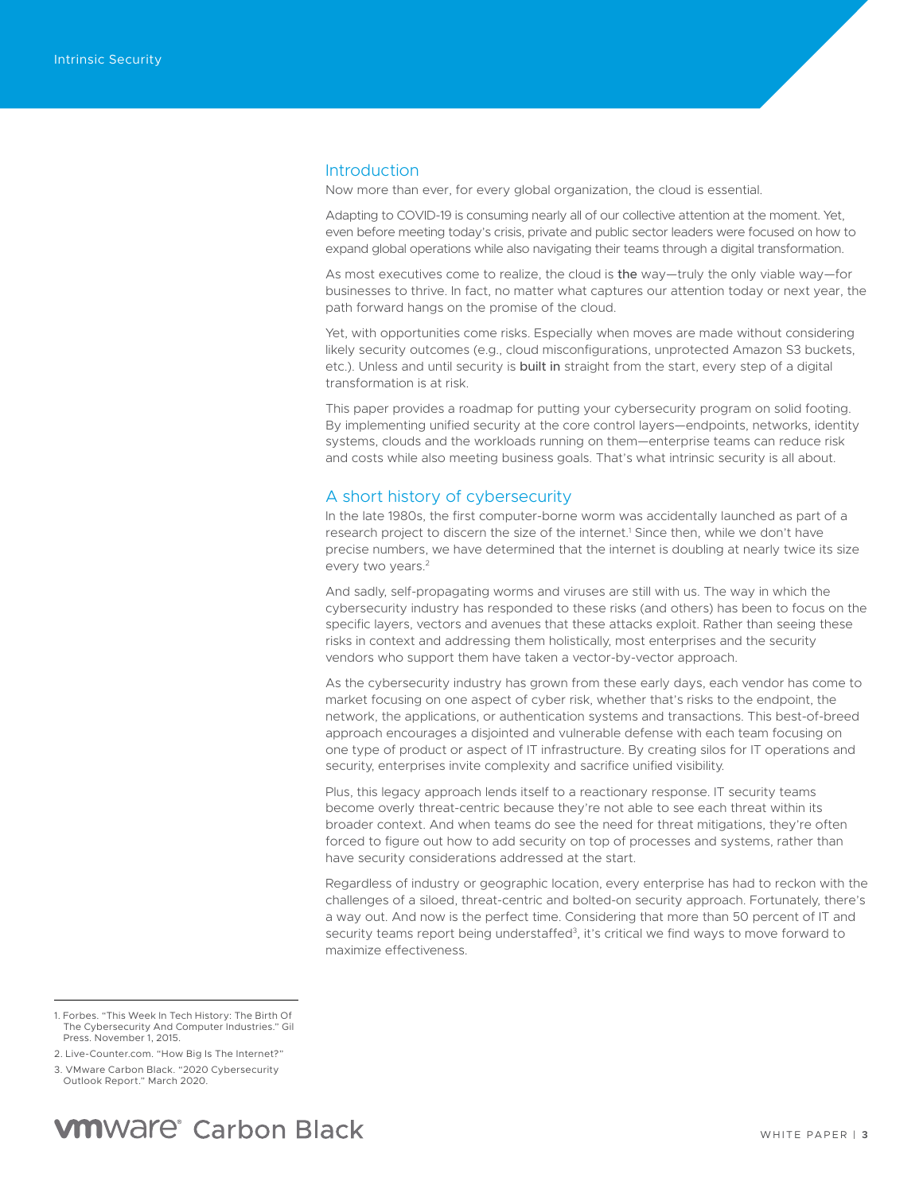## Introduction

Now more than ever, for every global organization, the cloud is essential.

Adapting to COVID-19 is consuming nearly all of our collective attention at the moment. Yet, even before meeting today's crisis, private and public sector leaders were focused on how to expand global operations while also navigating their teams through a digital transformation.

As most executives come to realize, the cloud is **the** way—truly the only viable way—for businesses to thrive. In fact, no matter what captures our attention today or next year, the path forward hangs on the promise of the cloud.

Yet, with opportunities come risks. Especially when moves are made without considering likely security outcomes (e.g., cloud misconfigurations, unprotected Amazon S3 buckets, etc.). Unless and until security is **built in** straight from the start, every step of a digital transformation is at risk.

This paper provides a roadmap for putting your cybersecurity program on solid footing. By implementing unified security at the core control layers—endpoints, networks, identity systems, clouds and the workloads running on them—enterprise teams can reduce risk and costs while also meeting business goals. That's what intrinsic security is all about.

## A short history of cybersecurity

In the late 1980s, the first computer-borne worm was accidentally launched as part of a research project to discern the size of the internet.[1] Since then, while we don't have precise numbers, we have determined that the internet is doubling at nearly twice its size every two years.[2]

And sadly, self-propagating worms and viruses are still with us. The way in which the cybersecurity industry has responded to these risks (and others) has been to focus on the specific layers, vectors and avenues that these attacks exploit. Rather than seeing these risks in context and addressing them holistically, most enterprises and the security vendors who support them have taken a vector-by-vector approach.

As the cybersecurity industry has grown from these early days, each vendor has come to market focusing on one aspect of cyber risk, whether that's risks to the endpoint, the network, the applications, or authentication systems and transactions. This best-of-breed approach encourages a disjointed and vulnerable defense with each team focusing on one type of product or aspect of IT infrastructure. By creating silos for IT operations and security, enterprises invite complexity and sacrifice unified visibility.

Plus, this legacy approach lends itself to a reactionary response. IT security teams become overly threat-centric because they're not able to see each threat within its broader context. And when teams do see the need for threat mitigations, they're often forced to figure out how to add security on top of processes and systems, rather than have security considerations addressed at the start.

Regardless of industry or geographic location, every enterprise has had to reckon with the challenges of a siloed, threat-centric and bolted-on security approach. Fortunately, there's a way out. And now is the perfect time. Considering that more than 50 percent of IT and security teams report being understaffed[3], it's critical we find ways to move forward to maximize effectiveness.

---

1. Forbes. "This Week In Tech History: The Birth Of The Cybersecurity And Computer Industries." Gil Press. November 1, 2015.
2. Live-Counter.com. "How Big Is The Internet?"
3. VMware Carbon Black. "2020 Cybersecurity Outlook Report." March 2020.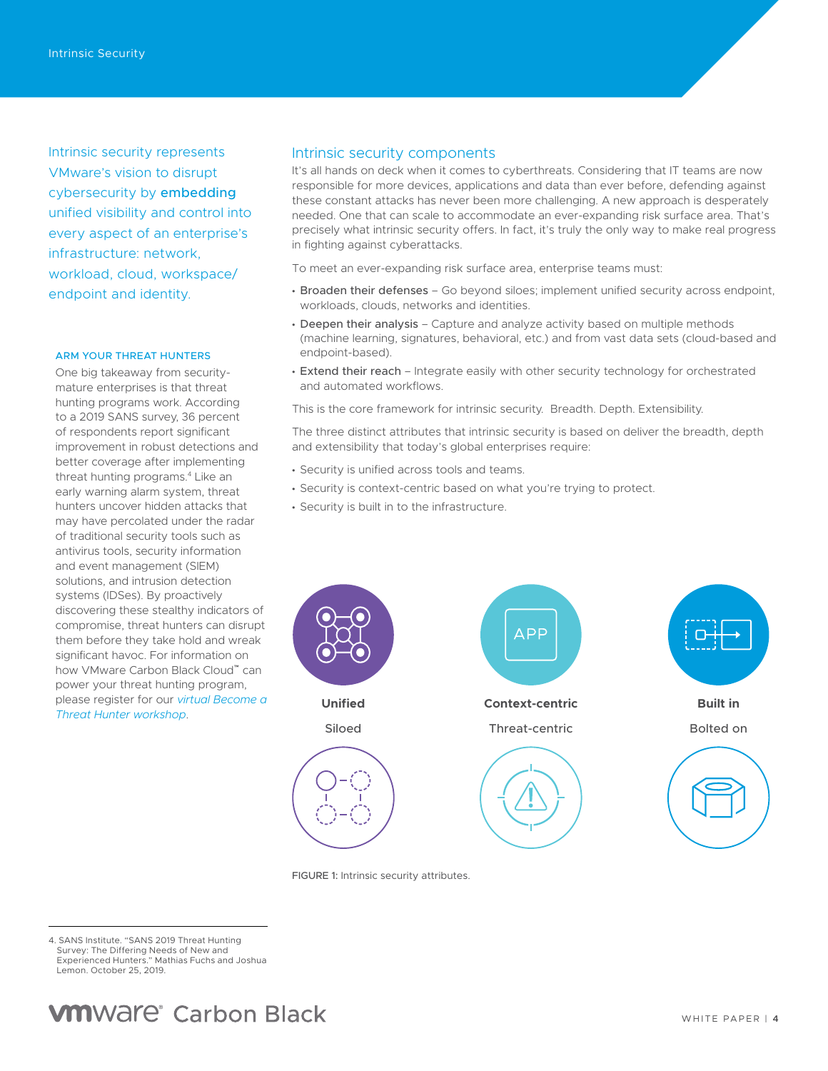Intrinsic security represents VMware's vision to disrupt cybersecurity by **embedding** unified visibility and control into every aspect of an enterprise's infrastructure: network, workload, cloud, workspace/ endpoint and identity.

## Intrinsic security components

It's all hands on deck when it comes to cyberthreats. Considering that IT teams are now responsible for more devices, applications and data than ever before, defending against these constant attacks has never been more challenging. A new approach is desperately needed. One that can scale to accommodate an ever-expanding risk surface area. That's precisely what intrinsic security offers. In fact, it's truly the only way to make real progress in fighting against cyberattacks.

To meet an ever-expanding risk surface area, enterprise teams must:

- Broaden their defenses – Go beyond siloes; implement unified security across endpoint, workloads, clouds, networks and identities.
- Deepen their analysis – Capture and analyze activity based on multiple methods (machine learning, signatures, behavioral, etc.) and from vast data sets (cloud-based and endpoint-based).
- Extend their reach – Integrate easily with other security technology for orchestrated and automated workflows.

This is the core framework for intrinsic security. Breadth. Depth. Extensibility.

The three distinct attributes that intrinsic security is based on deliver the breadth, depth and extensibility that today's global enterprises require:

- Security is unified across tools and teams.
- Security is context-centric based on what you're trying to protect.
- Security is built in to the infrastructure.

| **Unified** | **Context-centric** | **Built in** |
| --- | --- | --- |
| Siloed | Threat-centric | Bolted on |

FIGURE 1: Intrinsic security attributes.

### ARM YOUR THREAT HUNTERS

One big takeaway from security-mature enterprises is that threat hunting programs work. According to a 2019 SANS survey, 36 percent of respondents report significant improvement in robust detections and better coverage after implementing threat hunting programs.[4] Like an early warning alarm system, threat hunters uncover hidden attacks that may have percolated under the radar of traditional security tools such as antivirus tools, security information and event management (SIEM) solutions, and intrusion detection systems (IDSes). By proactively discovering these stealthy indicators of compromise, threat hunters can disrupt them before they take hold and wreak significant havoc. For information on how VMware Carbon Black Cloud™ can power your threat hunting program, please register for our *virtual Become a Threat Hunter workshop*.

4. SANS Institute. "SANS 2019 Threat Hunting Survey: The Differing Needs of New and Experienced Hunters." Mathias Fuchs and Joshua Lemon. October 25, 2019.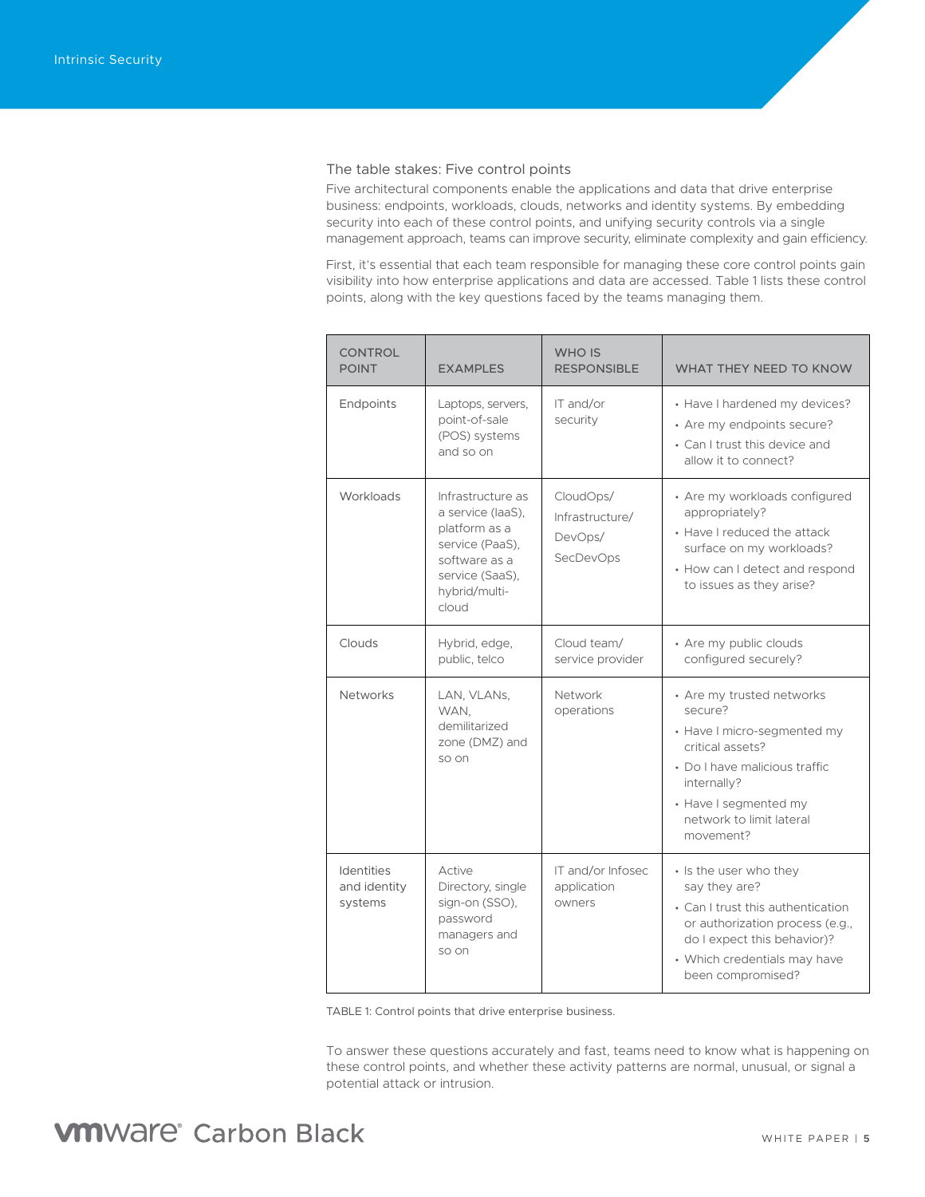## The table stakes: Five control points

Five architectural components enable the applications and data that drive enterprise business: endpoints, workloads, clouds, networks and identity systems. By embedding security into each of these control points, and unifying security controls via a single management approach, teams can improve security, eliminate complexity and gain efficiency.

First, it's essential that each team responsible for managing these core control points gain visibility into how enterprise applications and data are accessed. Table 1 lists these control points, along with the key questions faced by the teams managing them.

| CONTROL POINT | EXAMPLES | WHO IS RESPONSIBLE | WHAT THEY NEED TO KNOW |
|---|---|---|---|
| Endpoints | Laptops, servers, point-of-sale (POS) systems and so on | IT and/or security | • Have I hardened my devices?<br>• Are my endpoints secure?<br>• Can I trust this device and allow it to connect? |
| Workloads | Infrastructure as a service (IaaS), platform as a service (PaaS), software as a service (SaaS), hybrid/multi-cloud | CloudOps/ Infrastructure/ DevOps/ SecDevOps | • Are my workloads configured appropriately?<br>• Have I reduced the attack surface on my workloads?<br>• How can I detect and respond to issues as they arise? |
| Clouds | Hybrid, edge, public, telco | Cloud team/ service provider | • Are my public clouds configured securely? |
| Networks | LAN, VLANs, WAN, demilitarized zone (DMZ) and so on | Network operations | • Are my trusted networks secure?<br>• Have I micro-segmented my critical assets?<br>• Do I have malicious traffic internally?<br>• Have I segmented my network to limit lateral movement? |
| Identities and identity systems | Active Directory, single sign-on (SSO), password managers and so on | IT and/or Infosec application owners | • Is the user who they say they are?<br>• Can I trust this authentication or authorization process (e.g., do I expect this behavior)?<br>• Which credentials may have been compromised? |

TABLE 1: Control points that drive enterprise business.

To answer these questions accurately and fast, teams need to know what is happening on these control points, and whether these activity patterns are normal, unusual, or signal a potential attack or intrusion.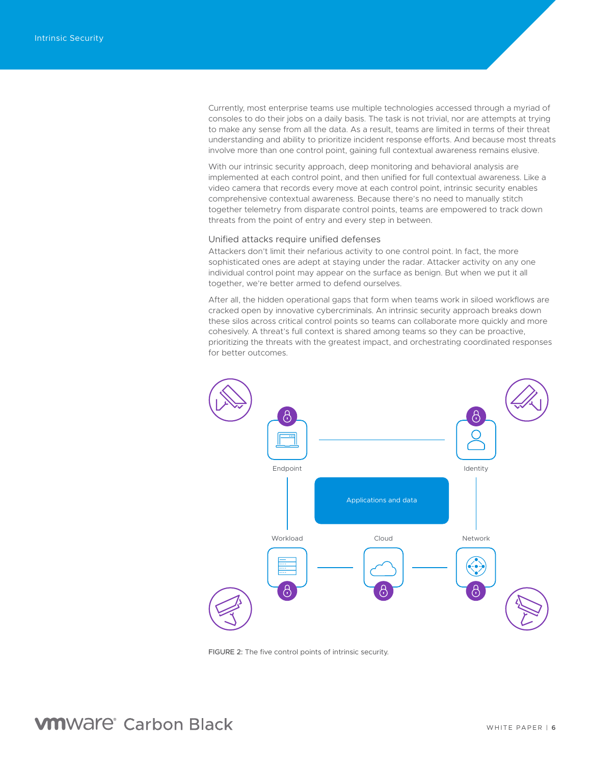Currently, most enterprise teams use multiple technologies accessed through a myriad of consoles to do their jobs on a daily basis. The task is not trivial, nor are attempts at trying to make any sense from all the data. As a result, teams are limited in terms of their threat understanding and ability to prioritize incident response efforts. And because most threats involve more than one control point, gaining full contextual awareness remains elusive.

With our intrinsic security approach, deep monitoring and behavioral analysis are implemented at each control point, and then unified for full contextual awareness. Like a video camera that records every move at each control point, intrinsic security enables comprehensive contextual awareness. Because there's no need to manually stitch together telemetry from disparate control points, teams are empowered to track down threats from the point of entry and every step in between.

### Unified attacks require unified defenses

Attackers don't limit their nefarious activity to one control point. In fact, the more sophisticated ones are adept at staying under the radar. Attacker activity on any one individual control point may appear on the surface as benign. But when we put it all together, we're better armed to defend ourselves.

After all, the hidden operational gaps that form when teams work in siloed workflows are cracked open by innovative cybercriminals. An intrinsic security approach breaks down these silos across critical control points so teams can collaborate more quickly and more cohesively. A threat's full context is shared among teams so they can be proactive, prioritizing the threats with the greatest impact, and orchestrating coordinated responses for better outcomes.

Endpoint — Identity — Applications and data — Workload — Cloud — Network

FIGURE 2: The five control points of intrinsic security.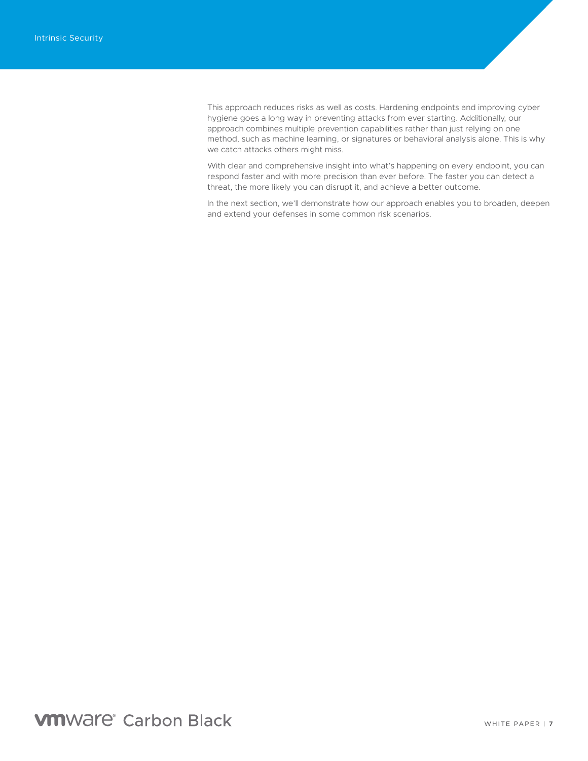This approach reduces risks as well as costs. Hardening endpoints and improving cyber hygiene goes a long way in preventing attacks from ever starting. Additionally, our approach combines multiple prevention capabilities rather than just relying on one method, such as machine learning, or signatures or behavioral analysis alone. This is why we catch attacks others might miss.

With clear and comprehensive insight into what's happening on every endpoint, you can respond faster and with more precision than ever before. The faster you can detect a threat, the more likely you can disrupt it, and achieve a better outcome.

In the next section, we'll demonstrate how our approach enables you to broaden, deepen and extend your defenses in some common risk scenarios.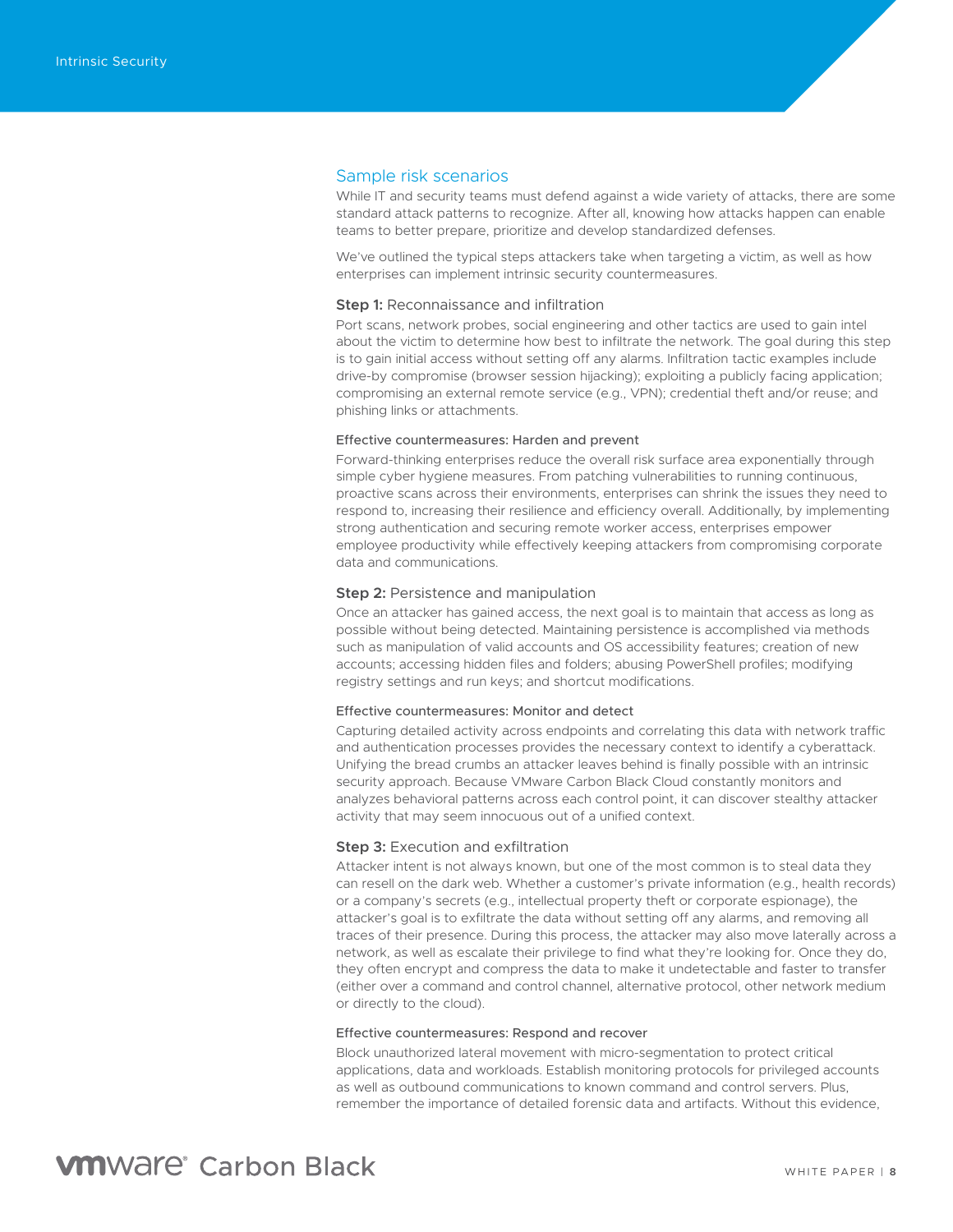## Sample risk scenarios

While IT and security teams must defend against a wide variety of attacks, there are some standard attack patterns to recognize. After all, knowing how attacks happen can enable teams to better prepare, prioritize and develop standardized defenses.

We've outlined the typical steps attackers take when targeting a victim, as well as how enterprises can implement intrinsic security countermeasures.

### **Step 1:** Reconnaissance and infiltration

Port scans, network probes, social engineering and other tactics are used to gain intel about the victim to determine how best to infiltrate the network. The goal during this step is to gain initial access without setting off any alarms. Infiltration tactic examples include drive-by compromise (browser session hijacking); exploiting a publicly facing application; compromising an external remote service (e.g., VPN); credential theft and/or reuse; and phishing links or attachments.

#### Effective countermeasures: Harden and prevent

Forward-thinking enterprises reduce the overall risk surface area exponentially through simple cyber hygiene measures. From patching vulnerabilities to running continuous, proactive scans across their environments, enterprises can shrink the issues they need to respond to, increasing their resilience and efficiency overall. Additionally, by implementing strong authentication and securing remote worker access, enterprises empower employee productivity while effectively keeping attackers from compromising corporate data and communications.

### **Step 2:** Persistence and manipulation

Once an attacker has gained access, the next goal is to maintain that access as long as possible without being detected. Maintaining persistence is accomplished via methods such as manipulation of valid accounts and OS accessibility features; creation of new accounts; accessing hidden files and folders; abusing PowerShell profiles; modifying registry settings and run keys; and shortcut modifications.

#### Effective countermeasures: Monitor and detect

Capturing detailed activity across endpoints and correlating this data with network traffic and authentication processes provides the necessary context to identify a cyberattack. Unifying the bread crumbs an attacker leaves behind is finally possible with an intrinsic security approach. Because VMware Carbon Black Cloud constantly monitors and analyzes behavioral patterns across each control point, it can discover stealthy attacker activity that may seem innocuous out of a unified context.

### **Step 3:** Execution and exfiltration

Attacker intent is not always known, but one of the most common is to steal data they can resell on the dark web. Whether a customer's private information (e.g., health records) or a company's secrets (e.g., intellectual property theft or corporate espionage), the attacker's goal is to exfiltrate the data without setting off any alarms, and removing all traces of their presence. During this process, the attacker may also move laterally across a network, as well as escalate their privilege to find what they're looking for. Once they do, they often encrypt and compress the data to make it undetectable and faster to transfer (either over a command and control channel, alternative protocol, other network medium or directly to the cloud).

#### Effective countermeasures: Respond and recover

Block unauthorized lateral movement with micro-segmentation to protect critical applications, data and workloads. Establish monitoring protocols for privileged accounts as well as outbound communications to known command and control servers. Plus, remember the importance of detailed forensic data and artifacts. Without this evidence,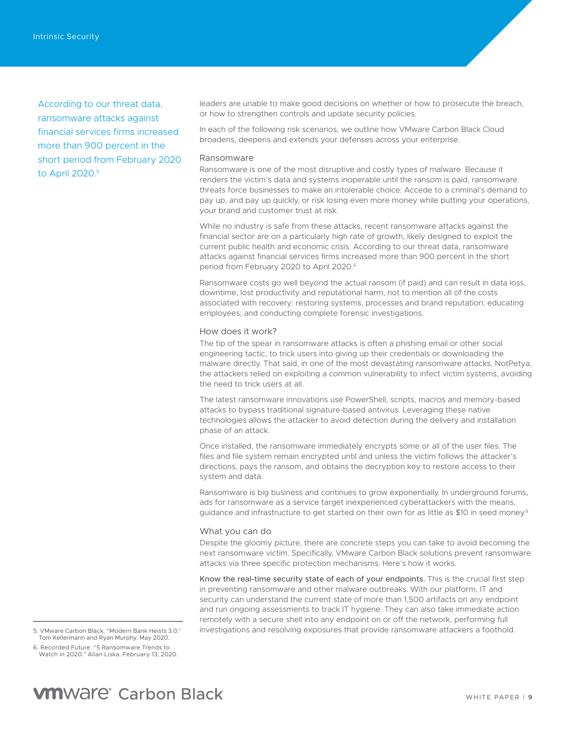According to our threat data, ransomware attacks against financial services firms increased more than 900 percent in the short period from February 2020 to April 2020.[5]

leaders are unable to make good decisions on whether or how to prosecute the breach, or how to strengthen controls and update security policies.

In each of the following risk scenarios, we outline how VMware Carbon Black Cloud broadens, deepens and extends your defenses across your enterprise.

### Ransomware

Ransomware is one of the most disruptive and costly types of malware. Because it renders the victim's data and systems inoperable until the ransom is paid, ransomware threats force businesses to make an intolerable choice: Accede to a criminal's demand to pay up, and pay up quickly, or risk losing even more money while putting your operations, your brand and customer trust at risk.

While no industry is safe from these attacks, recent ransomware attacks against the financial sector are on a particularly high rate of growth, likely designed to exploit the current public health and economic crisis. According to our threat data, ransomware attacks against financial services firms increased more than 900 percent in the short period from February 2020 to April 2020.[5]

Ransomware costs go well beyond the actual ransom (if paid) and can result in data loss, downtime, lost productivity and reputational harm, not to mention all of the costs associated with recovery: restoring systems, processes and brand reputation; educating employees; and conducting complete forensic investigations.

### How does it work?

The tip of the spear in ransomware attacks is often a phishing email or other social engineering tactic, to trick users into giving up their credentials or downloading the malware directly. That said, in one of the most devastating ransomware attacks, NotPetya, the attackers relied on exploiting a common vulnerability to infect victim systems, avoiding the need to trick users at all.

The latest ransomware innovations use PowerShell, scripts, macros and memory-based attacks to bypass traditional signature-based antivirus. Leveraging these native technologies allows the attacker to avoid detection during the delivery and installation phase of an attack.

Once installed, the ransomware immediately encrypts some or all of the user files. The files and file system remain encrypted until and unless the victim follows the attacker's directions, pays the ransom, and obtains the decryption key to restore access to their system and data.

Ransomware is big business and continues to grow exponentially. In underground forums, ads for ransomware as a service target inexperienced cyberattackers with the means, guidance and infrastructure to get started on their own for as little as $10 in seed money.[6]

### What you can do

Despite the gloomy picture, there are concrete steps you can take to avoid becoming the next ransomware victim. Specifically, VMware Carbon Black solutions prevent ransomware attacks via three specific protection mechanisms. Here's how it works.

**Know the real-time security state of each of your endpoints.** This is the crucial first step in preventing ransomware and other malware outbreaks. With our platform, IT and security can understand the current state of more than 1,500 artifacts on any endpoint and run ongoing assessments to track IT hygiene. They can also take immediate action remotely with a secure shell into any endpoint on or off the network, performing full investigations and resolving exposures that provide ransomware attackers a foothold.

5. VMware Carbon Black. "Modern Bank Heists 3.0." Tom Kellermann and Ryan Murphy. May 2020.

6. Recorded Future. "5 Ransomware Trends to Watch in 2020." Allan Liska. February 13, 2020.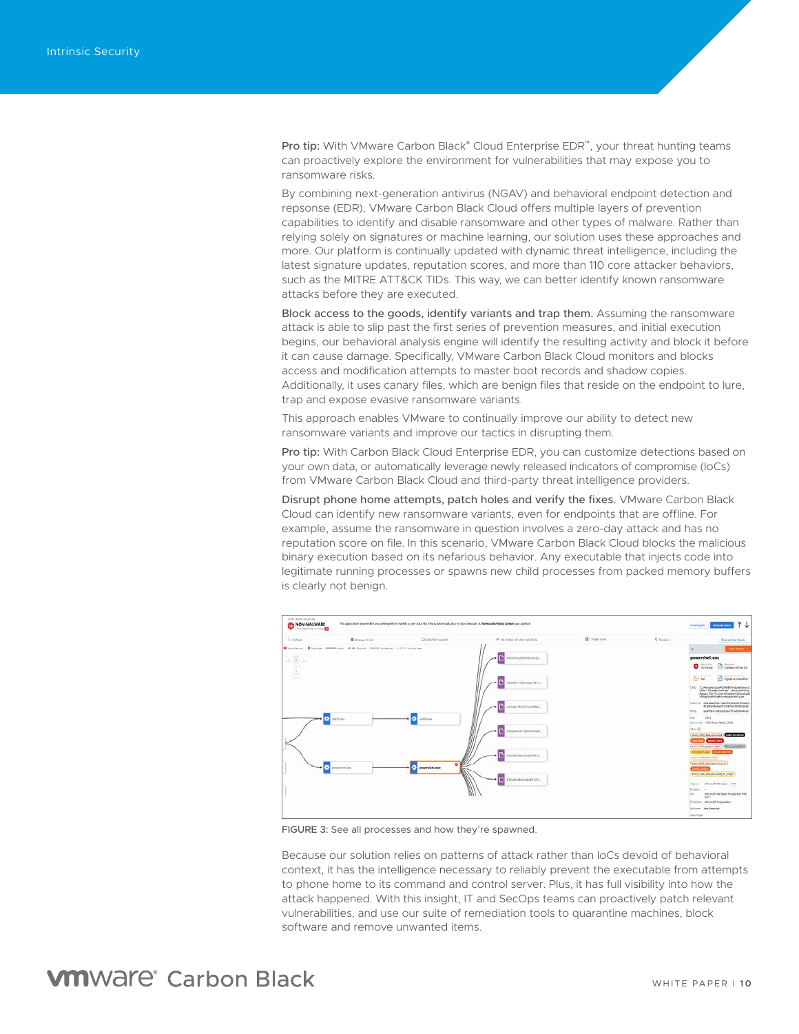**Pro tip:** With VMware Carbon Black® Cloud Enterprise EDR™, your threat hunting teams can proactively explore the environment for vulnerabilities that may expose you to ransomware risks.

By combining next-generation antivirus (NGAV) and behavioral endpoint detection and repsonse (EDR), VMware Carbon Black Cloud offers multiple layers of prevention capabilities to identify and disable ransomware and other types of malware. Rather than relying solely on signatures or machine learning, our solution uses these approaches and more. Our platform is continually updated with dynamic threat intelligence, including the latest signature updates, reputation scores, and more than 110 core attacker behaviors, such as the MITRE ATT&CK TIDs. This way, we can better identify known ransomware attacks before they are executed.

**Block access to the goods, identify variants and trap them.** Assuming the ransomware attack is able to slip past the first series of prevention measures, and initial execution begins, our behavioral analysis engine will identify the resulting activity and block it before it can cause damage. Specifically, VMware Carbon Black Cloud monitors and blocks access and modification attempts to master boot records and shadow copies. Additionally, it uses canary files, which are benign files that reside on the endpoint to lure, trap and expose evasive ransomware variants.

This approach enables VMware to continually improve our ability to detect new ransomware variants and improve our tactics in disrupting them.

**Pro tip:** With Carbon Black Cloud Enterprise EDR, you can customize detections based on your own data, or automatically leverage newly released indicators of compromise (IoCs) from VMware Carbon Black Cloud and third-party threat intelligence providers.

**Disrupt phone home attempts, patch holes and verify the fixes.** VMware Carbon Black Cloud can identify new ransomware variants, even for endpoints that are offline. For example, assume the ransomware in question involves a zero-day attack and has no reputation score on file. In this scenario, VMware Carbon Black Cloud blocks the malicious binary execution based on its nefarious behavior. Any executable that injects code into legitimate running processes or spawns new child processes from packed memory buffers is clearly not benign.

FIGURE 3: See all processes and how they're spawned.

Because our solution relies on patterns of attack rather than IoCs devoid of behavioral context, it has the intelligence necessary to reliably prevent the executable from attempts to phone home to its command and control server. Plus, it has full visibility into how the attack happened. With this insight, IT and SecOps teams can proactively patch relevant vulnerabilities, and use our suite of remediation tools to quarantine machines, block software and remove unwanted items.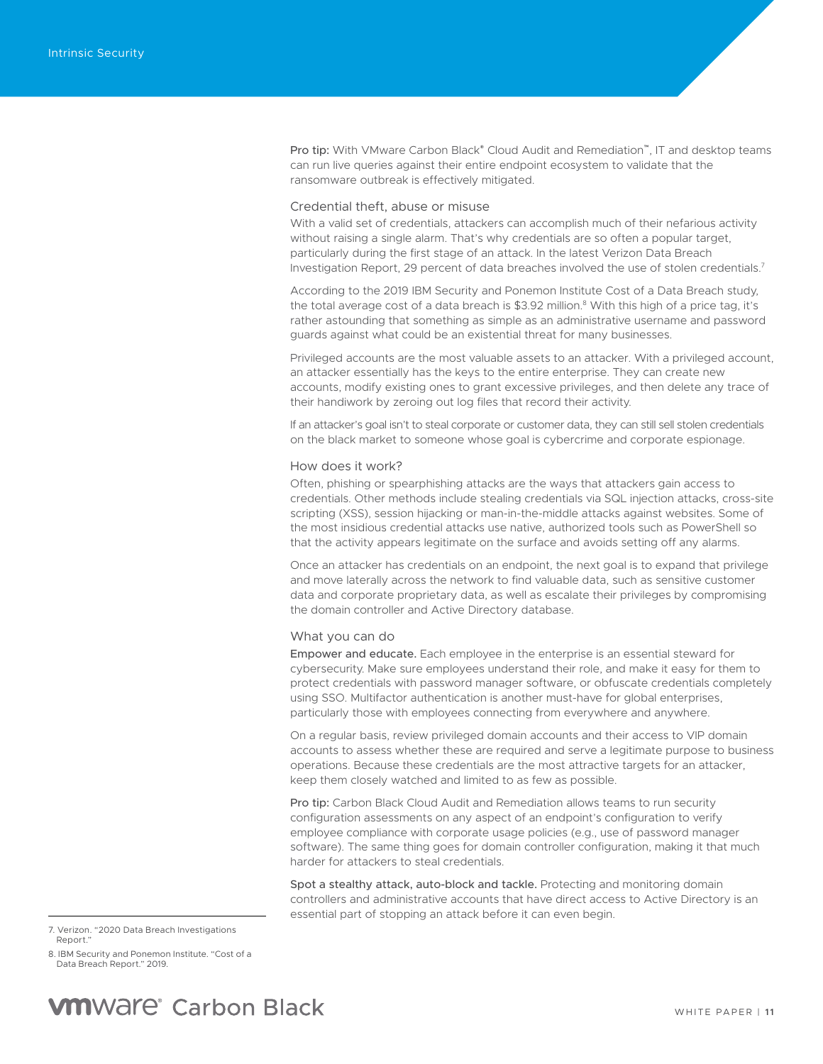**Pro tip:** With VMware Carbon Black® Cloud Audit and Remediation™, IT and desktop teams can run live queries against their entire endpoint ecosystem to validate that the ransomware outbreak is effectively mitigated.

### Credential theft, abuse or misuse

With a valid set of credentials, attackers can accomplish much of their nefarious activity without raising a single alarm. That's why credentials are so often a popular target, particularly during the first stage of an attack. In the latest Verizon Data Breach Investigation Report, 29 percent of data breaches involved the use of stolen credentials.[7]

According to the 2019 IBM Security and Ponemon Institute Cost of a Data Breach study, the total average cost of a data breach is $3.92 million.[8] With this high of a price tag, it's rather astounding that something as simple as an administrative username and password guards against what could be an existential threat for many businesses.

Privileged accounts are the most valuable assets to an attacker. With a privileged account, an attacker essentially has the keys to the entire enterprise. They can create new accounts, modify existing ones to grant excessive privileges, and then delete any trace of their handiwork by zeroing out log files that record their activity.

If an attacker's goal isn't to steal corporate or customer data, they can still sell stolen credentials on the black market to someone whose goal is cybercrime and corporate espionage.

### How does it work?

Often, phishing or spearphishing attacks are the ways that attackers gain access to credentials. Other methods include stealing credentials via SQL injection attacks, cross-site scripting (XSS), session hijacking or man-in-the-middle attacks against websites. Some of the most insidious credential attacks use native, authorized tools such as PowerShell so that the activity appears legitimate on the surface and avoids setting off any alarms.

Once an attacker has credentials on an endpoint, the next goal is to expand that privilege and move laterally across the network to find valuable data, such as sensitive customer data and corporate proprietary data, as well as escalate their privileges by compromising the domain controller and Active Directory database.

### What you can do

**Empower and educate.** Each employee in the enterprise is an essential steward for cybersecurity. Make sure employees understand their role, and make it easy for them to protect credentials with password manager software, or obfuscate credentials completely using SSO. Multifactor authentication is another must-have for global enterprises, particularly those with employees connecting from everywhere and anywhere.

On a regular basis, review privileged domain accounts and their access to VIP domain accounts to assess whether these are required and serve a legitimate purpose to business operations. Because these credentials are the most attractive targets for an attacker, keep them closely watched and limited to as few as possible.

**Pro tip:** Carbon Black Cloud Audit and Remediation allows teams to run security configuration assessments on any aspect of an endpoint's configuration to verify employee compliance with corporate usage policies (e.g., use of password manager software). The same thing goes for domain controller configuration, making it that much harder for attackers to steal credentials.

**Spot a stealthy attack, auto-block and tackle.** Protecting and monitoring domain controllers and administrative accounts that have direct access to Active Directory is an essential part of stopping an attack before it can even begin.

---

7. Verizon. "2020 Data Breach Investigations Report."

8. IBM Security and Ponemon Institute. "Cost of a Data Breach Report." 2019.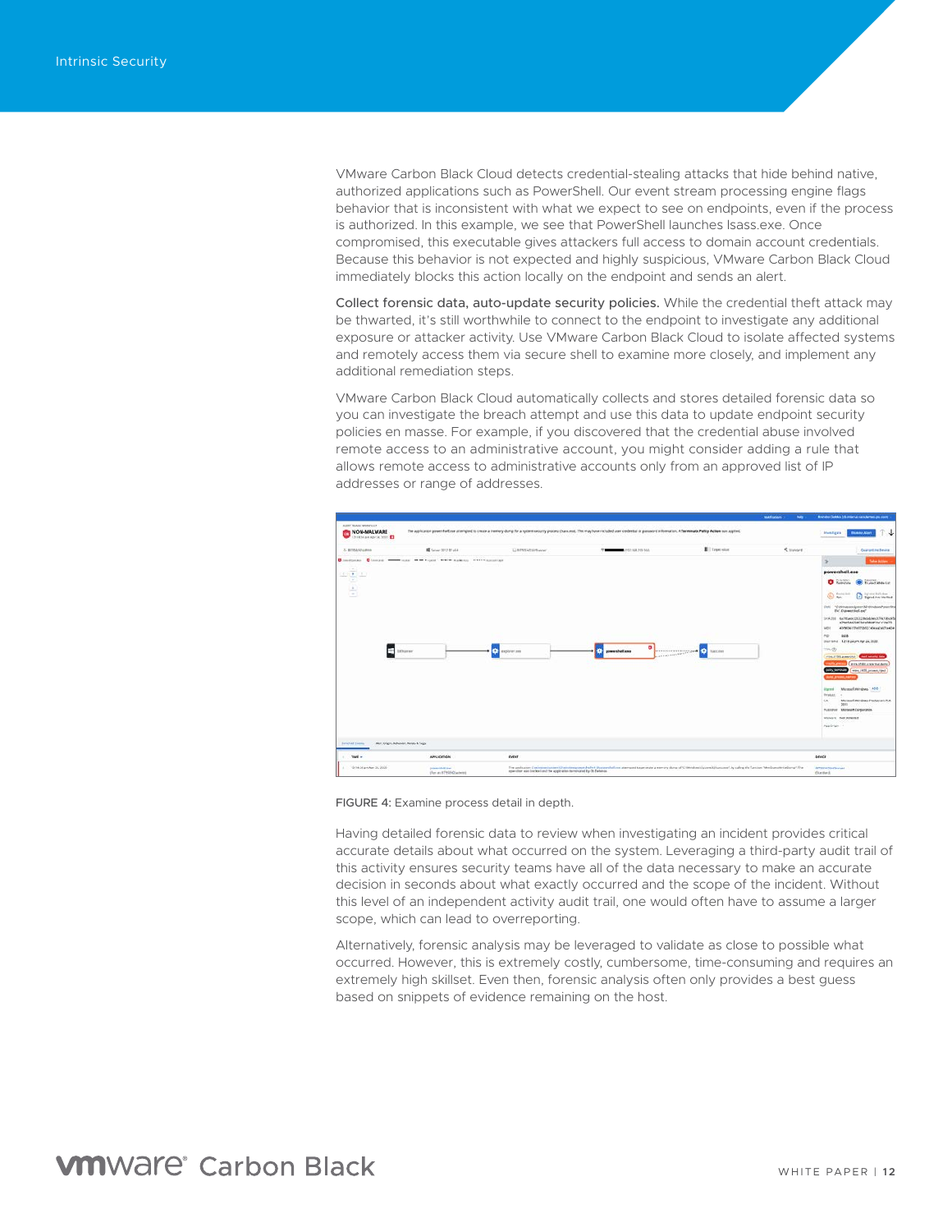VMware Carbon Black Cloud detects credential-stealing attacks that hide behind native, authorized applications such as PowerShell. Our event stream processing engine flags behavior that is inconsistent with what we expect to see on endpoints, even if the process is authorized. In this example, we see that PowerShell launches lsass.exe. Once compromised, this executable gives attackers full access to domain account credentials. Because this behavior is not expected and highly suspicious, VMware Carbon Black Cloud immediately blocks this action locally on the endpoint and sends an alert.

**Collect forensic data, auto-update security policies.** While the credential theft attack may be thwarted, it's still worthwhile to connect to the endpoint to investigate any additional exposure or attacker activity. Use VMware Carbon Black Cloud to isolate affected systems and remotely access them via secure shell to examine more closely, and implement any additional remediation steps.

VMware Carbon Black Cloud automatically collects and stores detailed forensic data so you can investigate the breach attempt and use this data to update endpoint security policies en masse. For example, if you discovered that the credential abuse involved remote access to an administrative account, you might consider adding a rule that allows remote access to administrative accounts only from an approved list of IP addresses or range of addresses.

FIGURE 4: Examine process detail in depth.

Having detailed forensic data to review when investigating an incident provides critical accurate details about what occurred on the system. Leveraging a third-party audit trail of this activity ensures security teams have all of the data necessary to make an accurate decision in seconds about what exactly occurred and the scope of the incident. Without this level of an independent activity audit trail, one would often have to assume a larger scope, which can lead to overreporting.

Alternatively, forensic analysis may be leveraged to validate as close to possible what occurred. However, this is extremely costly, cumbersome, time-consuming and requires an extremely high skillset. Even then, forensic analysis often only provides a best guess based on snippets of evidence remaining on the host.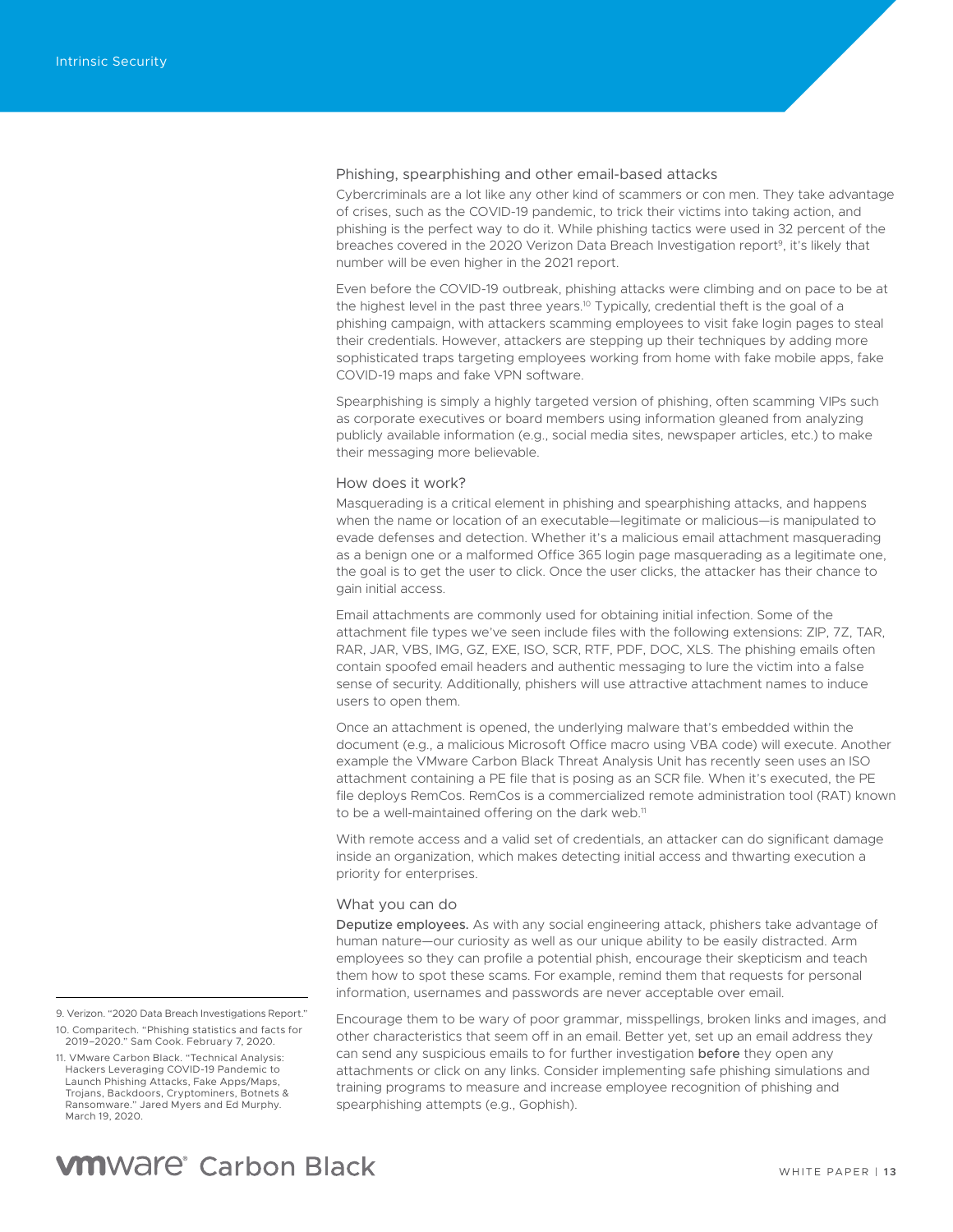## Phishing, spearphishing and other email-based attacks

Cybercriminals are a lot like any other kind of scammers or con men. They take advantage of crises, such as the COVID-19 pandemic, to trick their victims into taking action, and phishing is the perfect way to do it. While phishing tactics were used in 32 percent of the breaches covered in the 2020 Verizon Data Breach Investigation report[9], it's likely that number will be even higher in the 2021 report.

Even before the COVID-19 outbreak, phishing attacks were climbing and on pace to be at the highest level in the past three years.[10] Typically, credential theft is the goal of a phishing campaign, with attackers scamming employees to visit fake login pages to steal their credentials. However, attackers are stepping up their techniques by adding more sophisticated traps targeting employees working from home with fake mobile apps, fake COVID-19 maps and fake VPN software.

Spearphishing is simply a highly targeted version of phishing, often scamming VIPs such as corporate executives or board members using information gleaned from analyzing publicly available information (e.g., social media sites, newspaper articles, etc.) to make their messaging more believable.

### How does it work?

Masquerading is a critical element in phishing and spearphishing attacks, and happens when the name or location of an executable—legitimate or malicious—is manipulated to evade defenses and detection. Whether it's a malicious email attachment masquerading as a benign one or a malformed Office 365 login page masquerading as a legitimate one, the goal is to get the user to click. Once the user clicks, the attacker has their chance to gain initial access.

Email attachments are commonly used for obtaining initial infection. Some of the attachment file types we've seen include files with the following extensions: ZIP, 7Z, TAR, RAR, JAR, VBS, IMG, GZ, EXE, ISO, SCR, RTF, PDF, DOC, XLS. The phishing emails often contain spoofed email headers and authentic messaging to lure the victim into a false sense of security. Additionally, phishers will use attractive attachment names to induce users to open them.

Once an attachment is opened, the underlying malware that's embedded within the document (e.g., a malicious Microsoft Office macro using VBA code) will execute. Another example the VMware Carbon Black Threat Analysis Unit has recently seen uses an ISO attachment containing a PE file that is posing as an SCR file. When it's executed, the PE file deploys RemCos. RemCos is a commercialized remote administration tool (RAT) known to be a well-maintained offering on the dark web.[11]

With remote access and a valid set of credentials, an attacker can do significant damage inside an organization, which makes detecting initial access and thwarting execution a priority for enterprises.

### What you can do

**Deputize employees.** As with any social engineering attack, phishers take advantage of human nature—our curiosity as well as our unique ability to be easily distracted. Arm employees so they can profile a potential phish, encourage their skepticism and teach them how to spot these scams. For example, remind them that requests for personal information, usernames and passwords are never acceptable over email.

Encourage them to be wary of poor grammar, misspellings, broken links and images, and other characteristics that seem off in an email. Better yet, set up an email address they can send any suspicious emails to for further investigation **before** they open any attachments or click on any links. Consider implementing safe phishing simulations and training programs to measure and increase employee recognition of phishing and spearphishing attempts (e.g., Gophish).

---

9. Verizon. "2020 Data Breach Investigations Report."
10. Comparitech. "Phishing statistics and facts for 2019–2020." Sam Cook. February 7, 2020.
11. VMware Carbon Black. "Technical Analysis: Hackers Leveraging COVID-19 Pandemic to Launch Phishing Attacks, Fake Apps/Maps, Trojans, Backdoors, Cryptominers, Botnets & Ransomware." Jared Myers and Ed Murphy. March 19, 2020.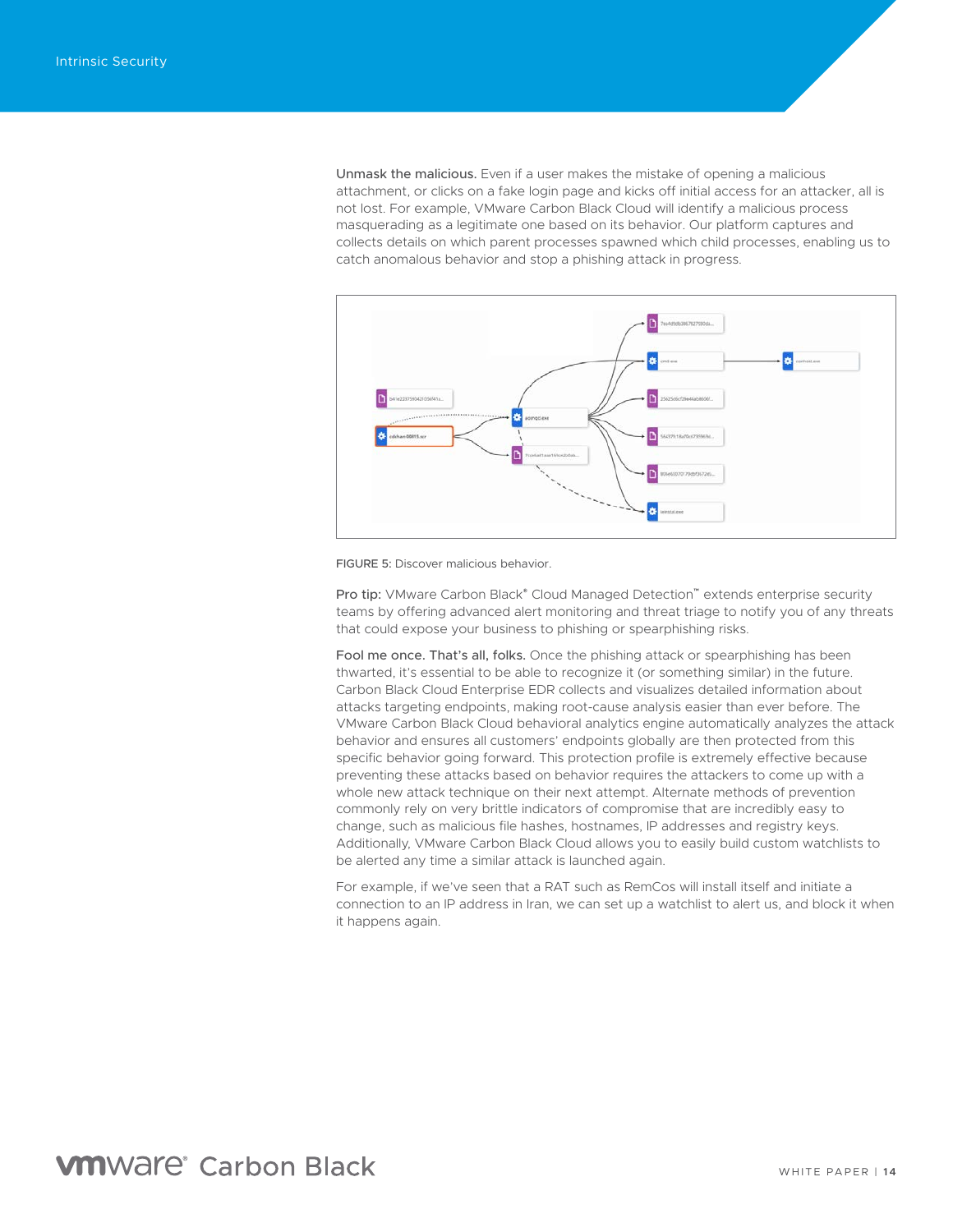**Unmask the malicious.** Even if a user makes the mistake of opening a malicious attachment, or clicks on a fake login page and kicks off initial access for an attacker, all is not lost. For example, VMware Carbon Black Cloud will identify a malicious process masquerading as a legitimate one based on its behavior. Our platform captures and collects details on which parent processes spawned which child processes, enabling us to catch anomalous behavior and stop a phishing attack in progress.

FIGURE 5: Discover malicious behavior.

**Pro tip:** VMware Carbon Black® Cloud Managed Detection™ extends enterprise security teams by offering advanced alert monitoring and threat triage to notify you of any threats that could expose your business to phishing or spearphishing risks.

**Fool me once. That's all, folks.** Once the phishing attack or spearphishing has been thwarted, it's essential to be able to recognize it (or something similar) in the future. Carbon Black Cloud Enterprise EDR collects and visualizes detailed information about attacks targeting endpoints, making root-cause analysis easier than ever before. The VMware Carbon Black Cloud behavioral analytics engine automatically analyzes the attack behavior and ensures all customers' endpoints globally are then protected from this specific behavior going forward. This protection profile is extremely effective because preventing these attacks based on behavior requires the attackers to come up with a whole new attack technique on their next attempt. Alternate methods of prevention commonly rely on very brittle indicators of compromise that are incredibly easy to change, such as malicious file hashes, hostnames, IP addresses and registry keys. Additionally, VMware Carbon Black Cloud allows you to easily build custom watchlists to be alerted any time a similar attack is launched again.

For example, if we've seen that a RAT such as RemCos will install itself and initiate a connection to an IP address in Iran, we can set up a watchlist to alert us, and block it when it happens again.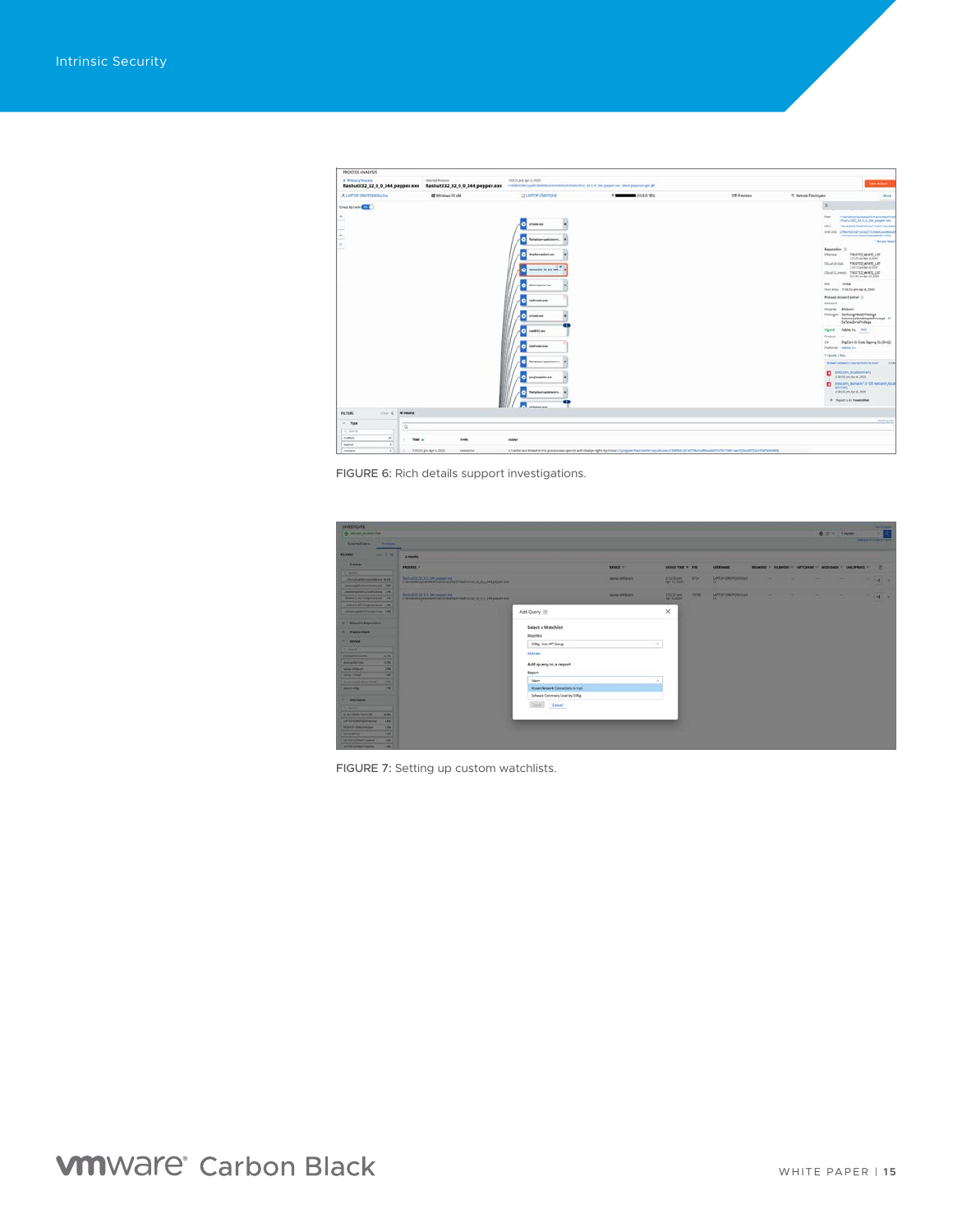FIGURE 6: Rich details support investigations.

FIGURE 7: Setting up custom watchlists.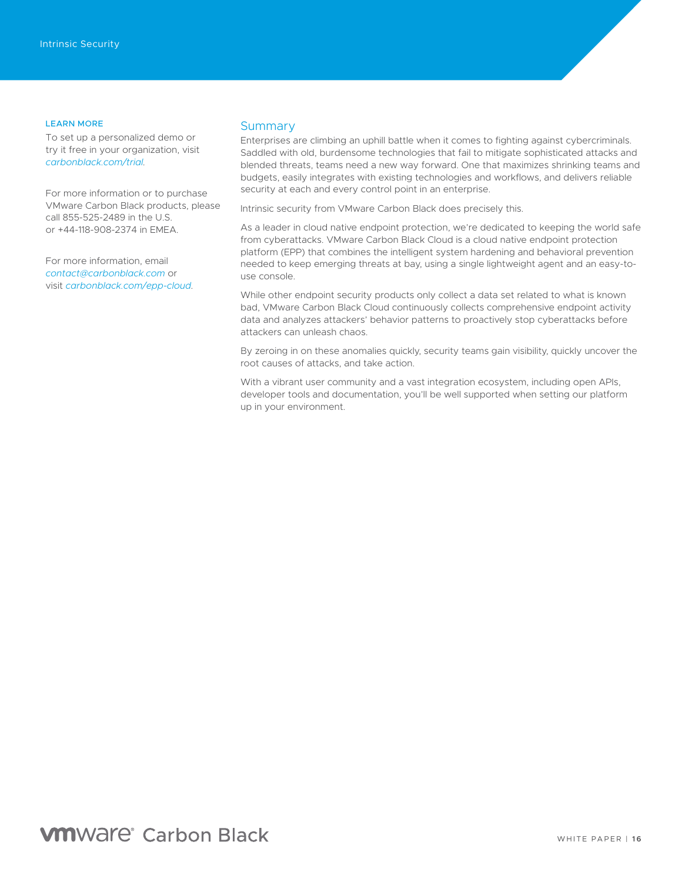## Summary

Enterprises are climbing an uphill battle when it comes to fighting against cybercriminals. Saddled with old, burdensome technologies that fail to mitigate sophisticated attacks and blended threats, teams need a new way forward. One that maximizes shrinking teams and budgets, easily integrates with existing technologies and workflows, and delivers reliable security at each and every control point in an enterprise.

Intrinsic security from VMware Carbon Black does precisely this.

As a leader in cloud native endpoint protection, we're dedicated to keeping the world safe from cyberattacks. VMware Carbon Black Cloud is a cloud native endpoint protection platform (EPP) that combines the intelligent system hardening and behavioral prevention needed to keep emerging threats at bay, using a single lightweight agent and an easy-to-use console.

While other endpoint security products only collect a data set related to what is known bad, VMware Carbon Black Cloud continuously collects comprehensive endpoint activity data and analyzes attackers' behavior patterns to proactively stop cyberattacks before attackers can unleash chaos.

By zeroing in on these anomalies quickly, security teams gain visibility, quickly uncover the root causes of attacks, and take action.

With a vibrant user community and a vast integration ecosystem, including open APIs, developer tools and documentation, you'll be well supported when setting our platform up in your environment.

### LEARN MORE

To set up a personalized demo or try it free in your organization, visit *carbonblack.com/trial*.

For more information or to purchase VMware Carbon Black products, please call 855-525-2489 in the U.S. or +44-118-908-2374 in EMEA.

For more information, email *contact@carbonblack.com* or visit *carbonblack.com/epp-cloud*.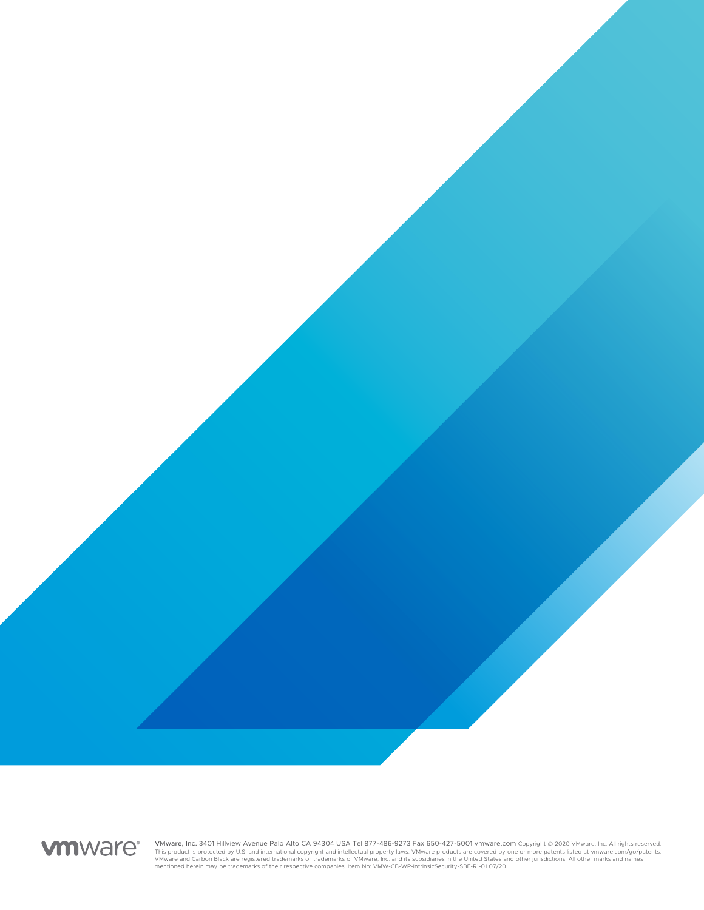**VMware, Inc.** 3401 Hillview Avenue Palo Alto CA 94304 USA Tel 877-486-9273 Fax 650-427-5001 vmware.com Copyright © 2020 VMware, Inc. All rights reserved. This product is protected by U.S. and international copyright and intellectual property laws. VMware products are covered by one or more patents listed at vmware.com/go/patents. VMware and Carbon Black are registered trademarks or trademarks of VMware, Inc. and its subsidiaries in the United States and other jurisdictions. All other marks and names mentioned herein may be trademarks of their respective companies. Item No: VMW-CB-WP-IntrinsicSecurity-SBE-R1-01 07/20